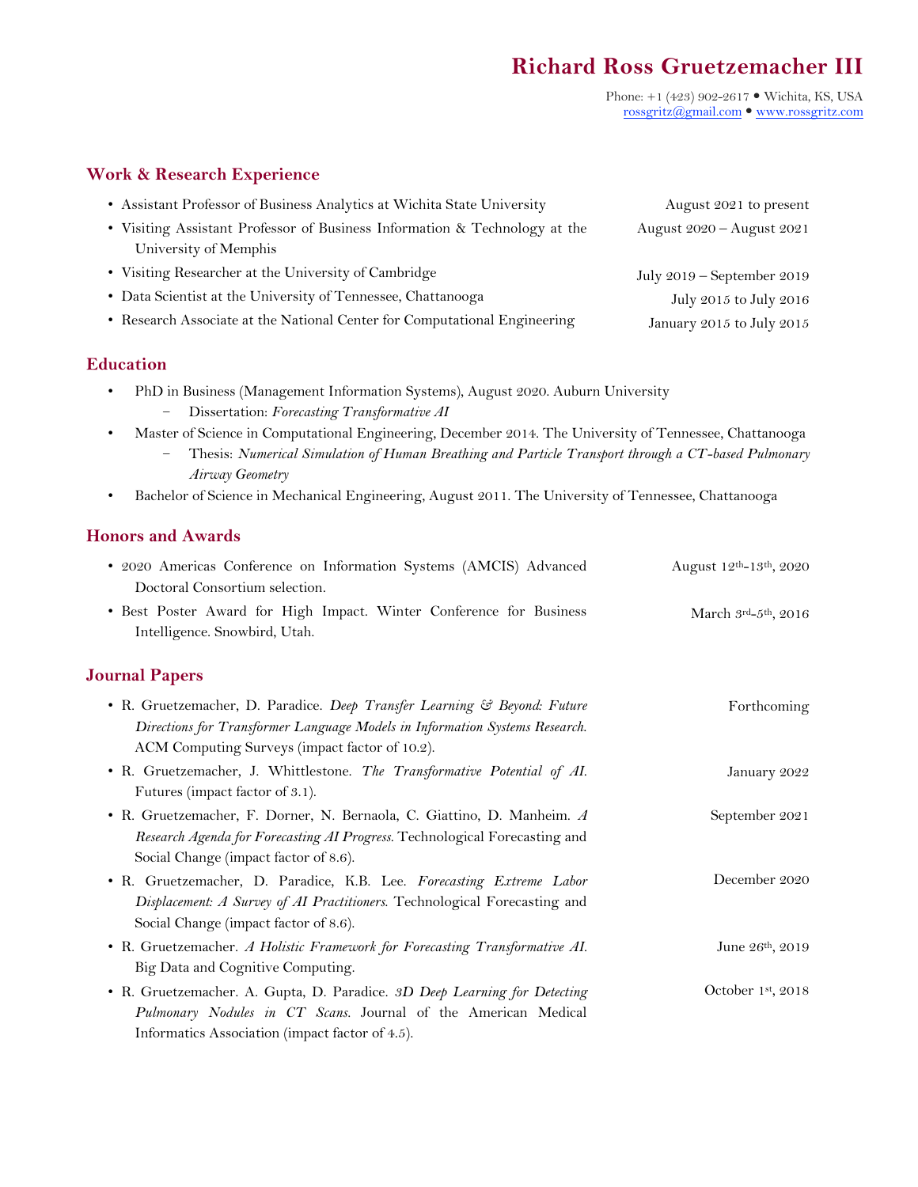# Richard Ross Gruetzemacher III

Phone: +1 (423) 902-2617 • Wichita, KS, USA
rossgritz@gmail.com • www.rossgritz.com

## Work & Research Experience

- Assistant Professor of Business Analytics at Wichita State University — August 2021 to present
- Visiting Assistant Professor of Business Information & Technology at the University of Memphis — August 2020 – August 2021
- Visiting Researcher at the University of Cambridge — July 2019 – September 2019
- Data Scientist at the University of Tennessee, Chattanooga — July 2015 to July 2016
- Research Associate at the National Center for Computational Engineering — January 2015 to July 2015

## Education

- PhD in Business (Management Information Systems), August 2020. Auburn University
  - Dissertation: *Forecasting Transformative AI*
- Master of Science in Computational Engineering, December 2014. The University of Tennessee, Chattanooga
  - Thesis: *Numerical Simulation of Human Breathing and Particle Transport through a CT-based Pulmonary Airway Geometry*
- Bachelor of Science in Mechanical Engineering, August 2011. The University of Tennessee, Chattanooga

## Honors and Awards

- 2020 Americas Conference on Information Systems (AMCIS) Advanced Doctoral Consortium selection. — August 12th-13th, 2020
- Best Poster Award for High Impact. Winter Conference for Business Intelligence. Snowbird, Utah. — March 3rd-5th, 2016

## Journal Papers

- R. Gruetzemacher, D. Paradice. *Deep Transfer Learning & Beyond: Future Directions for Transformer Language Models in Information Systems Research.* ACM Computing Surveys (impact factor of 10.2). — Forthcoming
- R. Gruetzemacher, J. Whittlestone. *The Transformative Potential of AI.* Futures (impact factor of 3.1). — January 2022
- R. Gruetzemacher, F. Dorner, N. Bernaola, C. Giattino, D. Manheim. *A Research Agenda for Forecasting AI Progress.* Technological Forecasting and Social Change (impact factor of 8.6). — September 2021
- R. Gruetzemacher, D. Paradice, K.B. Lee. *Forecasting Extreme Labor Displacement: A Survey of AI Practitioners.* Technological Forecasting and Social Change (impact factor of 8.6). — December 2020
- R. Gruetzemacher. *A Holistic Framework for Forecasting Transformative AI.* Big Data and Cognitive Computing. — June 26th, 2019
- R. Gruetzemacher. A. Gupta, D. Paradice. *3D Deep Learning for Detecting Pulmonary Nodules in CT Scans.* Journal of the American Medical Informatics Association (impact factor of 4.5). — October 1st, 2018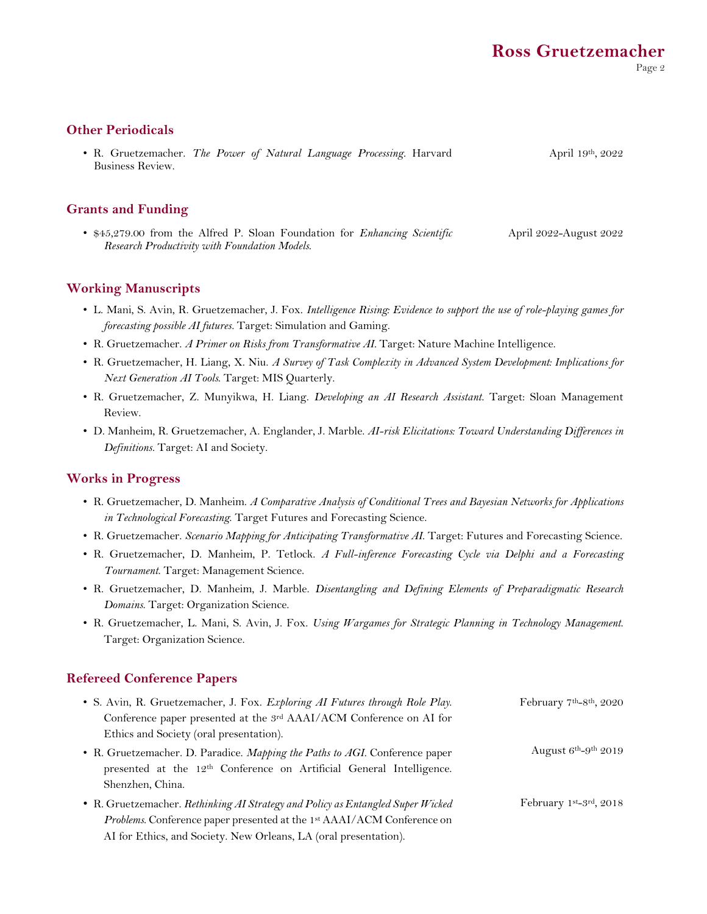## Other Periodicals

- R. Gruetzemacher. *The Power of Natural Language Processing*. Harvard Business Review. — April 19th, 2022

## Grants and Funding

- $45,279.00 from the Alfred P. Sloan Foundation for *Enhancing Scientific Research Productivity with Foundation Models*. — April 2022-August 2022

## Working Manuscripts

- L. Mani, S. Avin, R. Gruetzemacher, J. Fox. *Intelligence Rising: Evidence to support the use of role-playing games for forecasting possible AI futures*. Target: Simulation and Gaming.
- R. Gruetzemacher. *A Primer on Risks from Transformative AI*. Target: Nature Machine Intelligence.
- R. Gruetzemacher, H. Liang, X. Niu. *A Survey of Task Complexity in Advanced System Development: Implications for Next Generation AI Tools*. Target: MIS Quarterly.
- R. Gruetzemacher, Z. Munyikwa, H. Liang. *Developing an AI Research Assistant*. Target: Sloan Management Review.
- D. Manheim, R. Gruetzemacher, A. Englander, J. Marble. *AI-risk Elicitations: Toward Understanding Differences in Definitions*. Target: AI and Society.

## Works in Progress

- R. Gruetzemacher, D. Manheim. *A Comparative Analysis of Conditional Trees and Bayesian Networks for Applications in Technological Forecasting*. Target Futures and Forecasting Science.
- R. Gruetzemacher. *Scenario Mapping for Anticipating Transformative AI*. Target: Futures and Forecasting Science.
- R. Gruetzemacher, D. Manheim, P. Tetlock. *A Full-inference Forecasting Cycle via Delphi and a Forecasting Tournament*. Target: Management Science.
- R. Gruetzemacher, D. Manheim, J. Marble. *Disentangling and Defining Elements of Preparadigmatic Research Domains*. Target: Organization Science.
- R. Gruetzemacher, L. Mani, S. Avin, J. Fox. *Using Wargames for Strategic Planning in Technology Management*. Target: Organization Science.

## Refereed Conference Papers

- S. Avin, R. Gruetzemacher, J. Fox. *Exploring AI Futures through Role Play*. Conference paper presented at the 3rd AAAI/ACM Conference on AI for Ethics and Society (oral presentation). — February 7th-8th, 2020
- R. Gruetzemacher. D. Paradice. *Mapping the Paths to AGI*. Conference paper presented at the 12th Conference on Artificial General Intelligence. Shenzhen, China. — August 6th-9th 2019
- R. Gruetzemacher. *Rethinking AI Strategy and Policy as Entangled Super Wicked Problems*. Conference paper presented at the 1st AAAI/ACM Conference on AI for Ethics, and Society. New Orleans, LA (oral presentation). — February 1st-3rd, 2018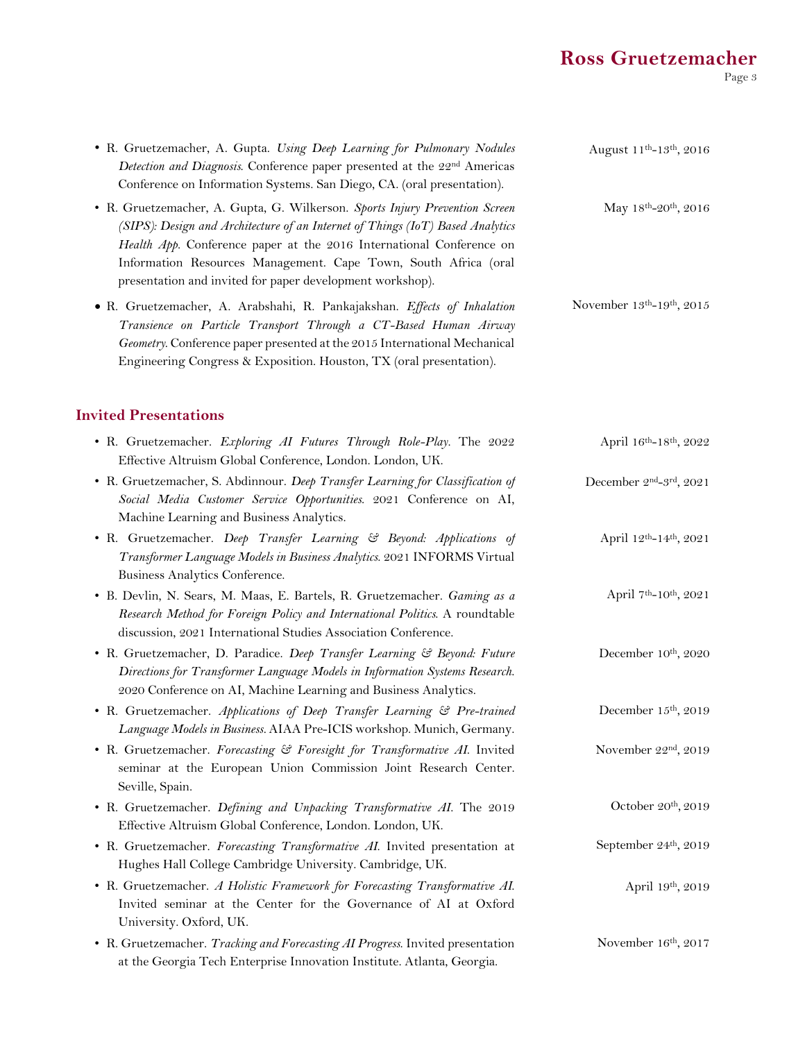- R. Gruetzemacher, A. Gupta. *Using Deep Learning for Pulmonary Nodules Detection and Diagnosis*. Conference paper presented at the 22nd Americas Conference on Information Systems. San Diego, CA. (oral presentation). — August 11th-13th, 2016
- R. Gruetzemacher, A. Gupta, G. Wilkerson. *Sports Injury Prevention Screen (SIPS): Design and Architecture of an Internet of Things (IoT) Based Analytics Health App*. Conference paper at the 2016 International Conference on Information Resources Management. Cape Town, South Africa (oral presentation and invited for paper development workshop). — May 18th-20th, 2016
- R. Gruetzemacher, A. Arabshahi, R. Pankajakshan. *Effects of Inhalation Transience on Particle Transport Through a CT-Based Human Airway Geometry*. Conference paper presented at the 2015 International Mechanical Engineering Congress & Exposition. Houston, TX (oral presentation). — November 13th-19th, 2015

## Invited Presentations

- R. Gruetzemacher. *Exploring AI Futures Through Role-Play*. The 2022 Effective Altruism Global Conference, London. London, UK. — April 16th-18th, 2022
- R. Gruetzemacher, S. Abdinnour. *Deep Transfer Learning for Classification of Social Media Customer Service Opportunities*. 2021 Conference on AI, Machine Learning and Business Analytics. — December 2nd-3rd, 2021
- R. Gruetzemacher. *Deep Transfer Learning & Beyond: Applications of Transformer Language Models in Business Analytics*. 2021 INFORMS Virtual Business Analytics Conference. — April 12th-14th, 2021
- B. Devlin, N. Sears, M. Maas, E. Bartels, R. Gruetzemacher. *Gaming as a Research Method for Foreign Policy and International Politics*. A roundtable discussion, 2021 International Studies Association Conference. — April 7th-10th, 2021
- R. Gruetzemacher, D. Paradice. *Deep Transfer Learning & Beyond: Future Directions for Transformer Language Models in Information Systems Research*. 2020 Conference on AI, Machine Learning and Business Analytics. — December 10th, 2020
- R. Gruetzemacher. *Applications of Deep Transfer Learning & Pre-trained Language Models in Business*. AIAA Pre-ICIS workshop. Munich, Germany. — December 15th, 2019
- R. Gruetzemacher. *Forecasting & Foresight for Transformative AI*. Invited seminar at the European Union Commission Joint Research Center. Seville, Spain. — November 22nd, 2019
- R. Gruetzemacher. *Defining and Unpacking Transformative AI*. The 2019 Effective Altruism Global Conference, London. London, UK. — October 20th, 2019
- R. Gruetzemacher. *Forecasting Transformative AI*. Invited presentation at Hughes Hall College Cambridge University. Cambridge, UK. — September 24th, 2019
- R. Gruetzemacher. *A Holistic Framework for Forecasting Transformative AI*. Invited seminar at the Center for the Governance of AI at Oxford University. Oxford, UK. — April 19th, 2019
- R. Gruetzemacher. *Tracking and Forecasting AI Progress*. Invited presentation at the Georgia Tech Enterprise Innovation Institute. Atlanta, Georgia. — November 16th, 2017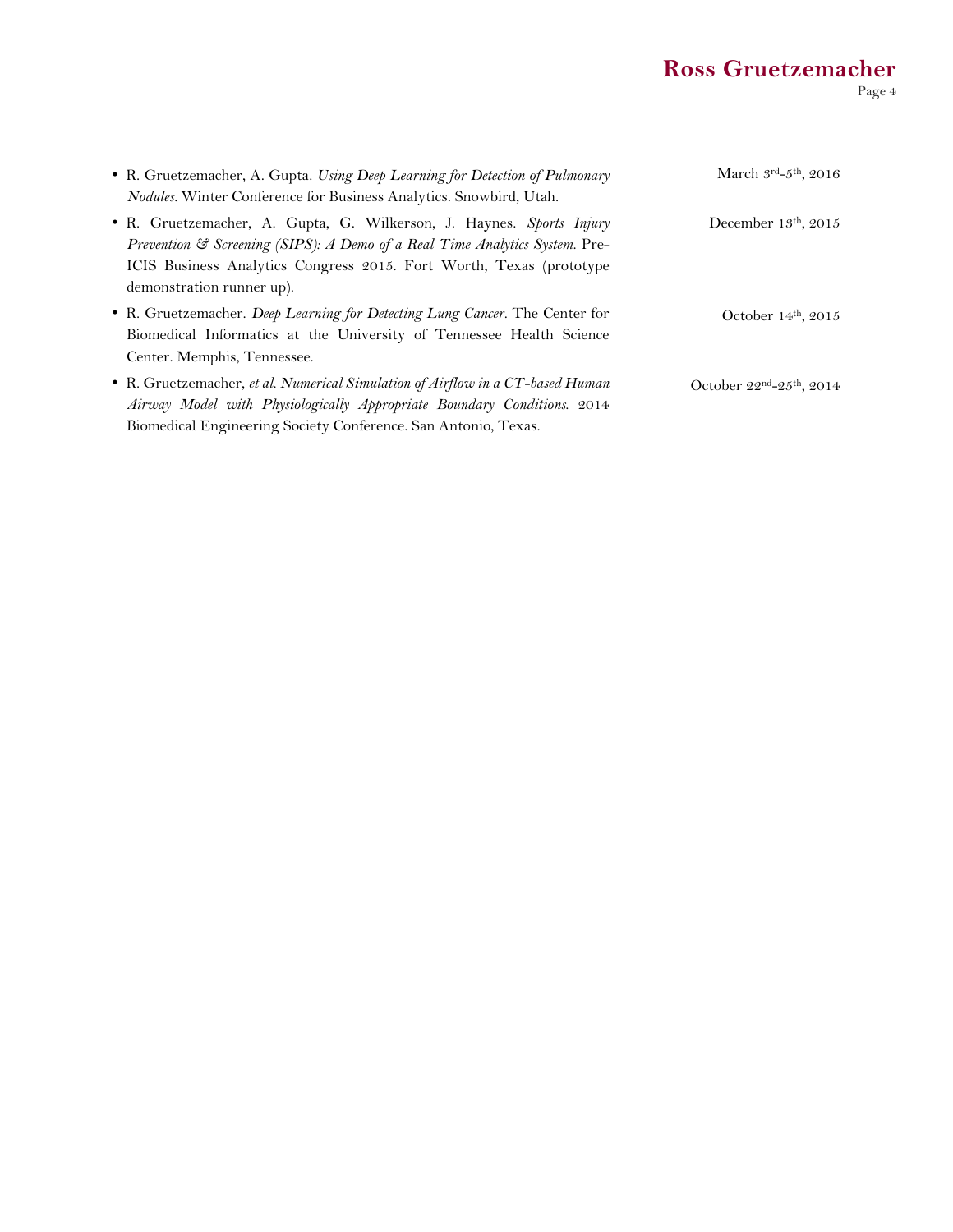- R. Gruetzemacher, A. Gupta. *Using Deep Learning for Detection of Pulmonary Nodules*. Winter Conference for Business Analytics. Snowbird, Utah. — March 3rd-5th, 2016
- R. Gruetzemacher, A. Gupta, G. Wilkerson, J. Haynes. *Sports Injury Prevention & Screening (SIPS): A Demo of a Real Time Analytics System*. Pre-ICIS Business Analytics Congress 2015. Fort Worth, Texas (prototype demonstration runner up). — December 13th, 2015
- R. Gruetzemacher. *Deep Learning for Detecting Lung Cancer*. The Center for Biomedical Informatics at the University of Tennessee Health Science Center. Memphis, Tennessee. — October 14th, 2015
- R. Gruetzemacher, *et al*. *Numerical Simulation of Airflow in a CT-based Human Airway Model with Physiologically Appropriate Boundary Conditions*. 2014 Biomedical Engineering Society Conference. San Antonio, Texas. — October 22nd-25th, 2014